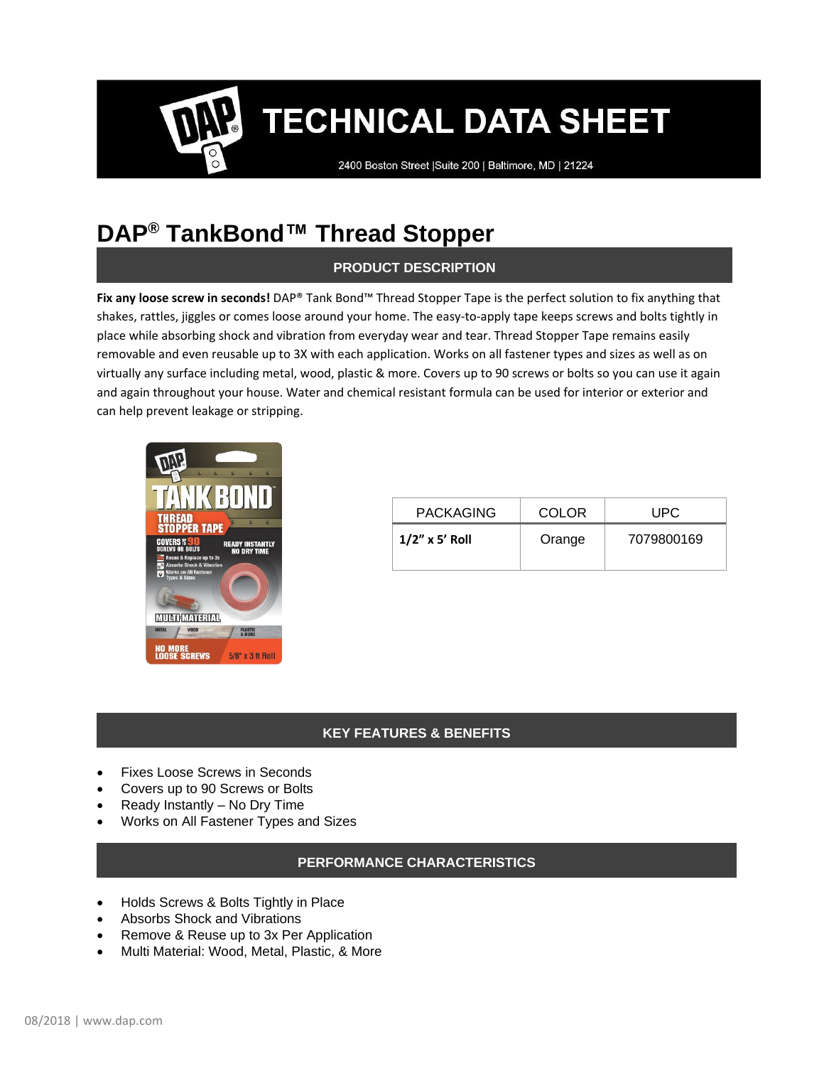# TECHNICAL DATA SHEET

2400 Boston Street |Suite 200 | Baltimore, MD | 21224

# DAP® TankBond™ Thread Stopper

## PRODUCT DESCRIPTION

**Fix any loose screw in seconds!** DAP® Tank Bond™ Thread Stopper Tape is the perfect solution to fix anything that shakes, rattles, jiggles or comes loose around your home. The easy-to-apply tape keeps screws and bolts tightly in place while absorbing shock and vibration from everyday wear and tear. Thread Stopper Tape remains easily removable and even reusable up to 3X with each application. Works on all fastener types and sizes as well as on virtually any surface including metal, wood, plastic & more. Covers up to 90 screws or bolts so you can use it again and again throughout your house. Water and chemical resistant formula can be used for interior or exterior and can help prevent leakage or stripping.

| PACKAGING | COLOR | UPC |
|---|---|---|
| **1/2" x 5' Roll** | Orange | 7079800169 |

## KEY FEATURES & BENEFITS

- Fixes Loose Screws in Seconds
- Covers up to 90 Screws or Bolts
- Ready Instantly – No Dry Time
- Works on All Fastener Types and Sizes

## PERFORMANCE CHARACTERISTICS

- Holds Screws & Bolts Tightly in Place
- Absorbs Shock and Vibrations
- Remove & Reuse up to 3x Per Application
- Multi Material: Wood, Metal, Plastic, & More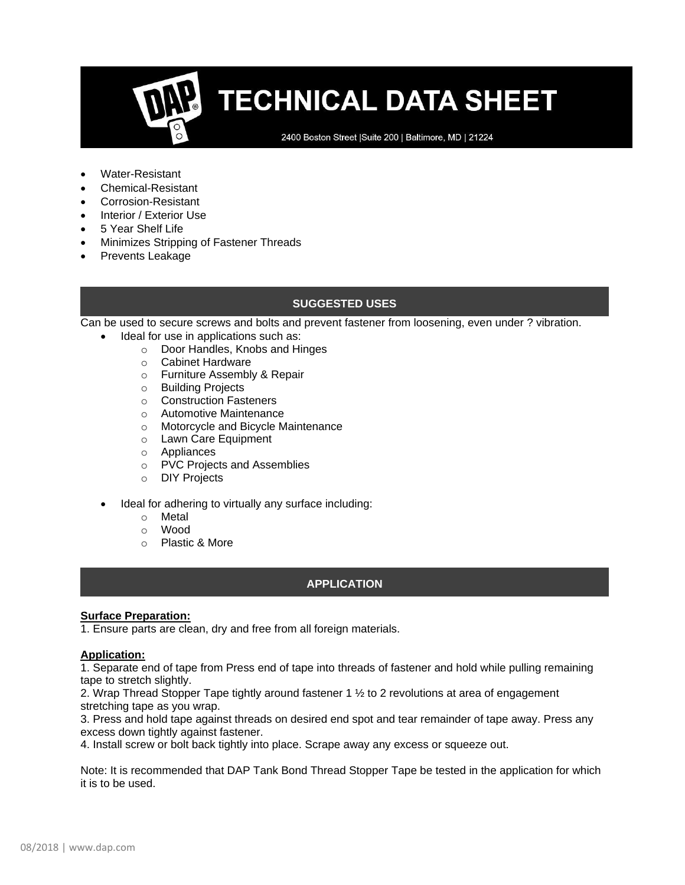# TECHNICAL DATA SHEET

2400 Boston Street |Suite 200 | Baltimore, MD | 21224

- Water-Resistant
- Chemical-Resistant
- Corrosion-Resistant
- Interior / Exterior Use
- 5 Year Shelf Life
- Minimizes Stripping of Fastener Threads
- Prevents Leakage

## SUGGESTED USES

Can be used to secure screws and bolts and prevent fastener from loosening, even under ? vibration.

- Ideal for use in applications such as:
  - Door Handles, Knobs and Hinges
  - Cabinet Hardware
  - Furniture Assembly & Repair
  - Building Projects
  - Construction Fasteners
  - Automotive Maintenance
  - Motorcycle and Bicycle Maintenance
  - Lawn Care Equipment
  - Appliances
  - PVC Projects and Assemblies
  - DIY Projects

- Ideal for adhering to virtually any surface including:
  - Metal
  - Wood
  - Plastic & More

## APPLICATION

**Surface Preparation:**

1. Ensure parts are clean, dry and free from all foreign materials.

**Application:**

1. Separate end of tape from Press end of tape into threads of fastener and hold while pulling remaining tape to stretch slightly.
2. Wrap Thread Stopper Tape tightly around fastener 1 ½ to 2 revolutions at area of engagement stretching tape as you wrap.
3. Press and hold tape against threads on desired end spot and tear remainder of tape away. Press any excess down tightly against fastener.
4. Install screw or bolt back tightly into place. Scrape away any excess or squeeze out.

Note: It is recommended that DAP Tank Bond Thread Stopper Tape be tested in the application for which it is to be used.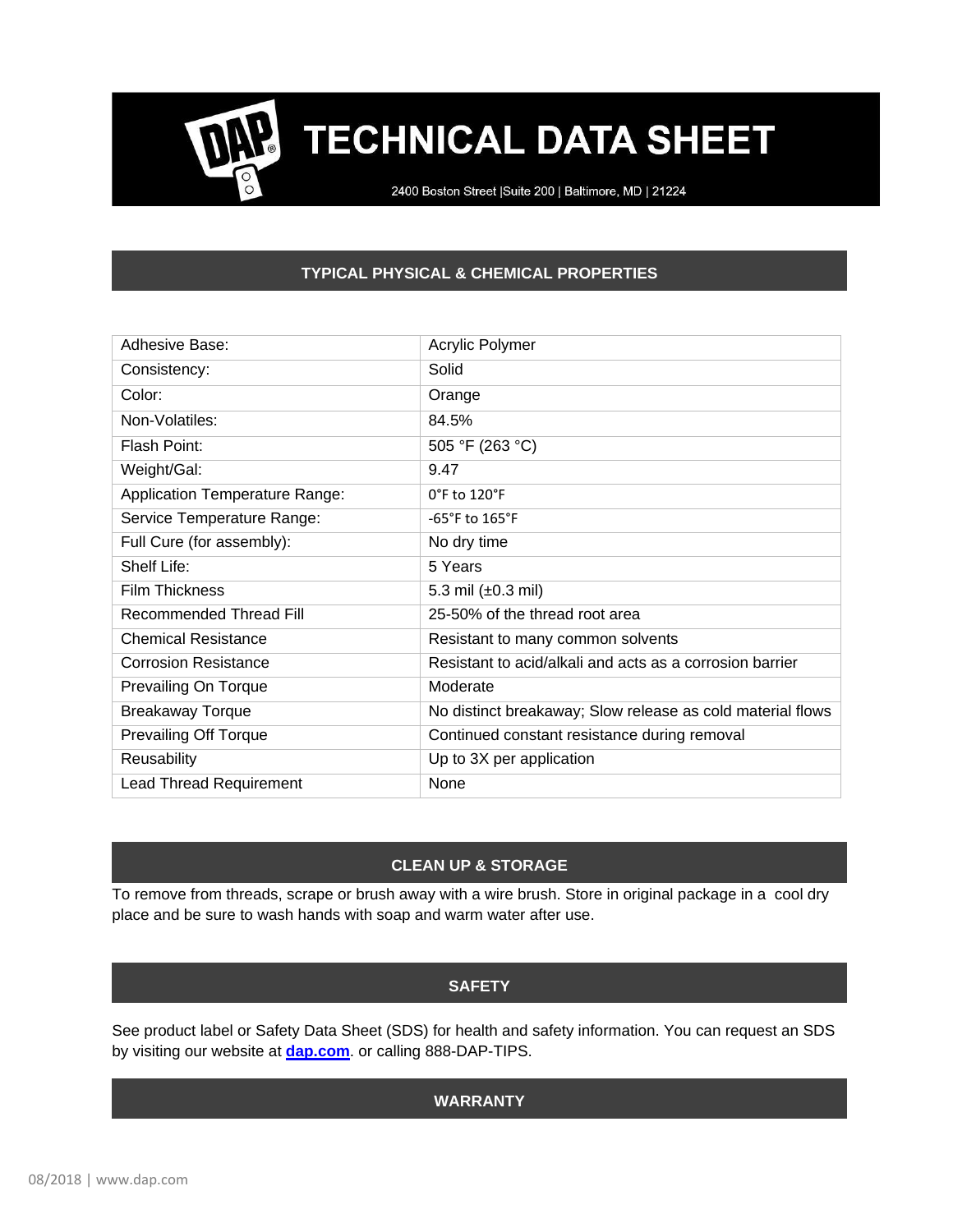# TECHNICAL DATA SHEET

2400 Boston Street |Suite 200 | Baltimore, MD | 21224

## TYPICAL PHYSICAL & CHEMICAL PROPERTIES

| | |
|---|---|
| Adhesive Base: | Acrylic Polymer |
| Consistency: | Solid |
| Color: | Orange |
| Non-Volatiles: | 84.5% |
| Flash Point: | 505 °F (263 °C) |
| Weight/Gal: | 9.47 |
| Application Temperature Range: | 0°F to 120°F |
| Service Temperature Range: | -65°F to 165°F |
| Full Cure (for assembly): | No dry time |
| Shelf Life: | 5 Years |
| Film Thickness | 5.3 mil (±0.3 mil) |
| Recommended Thread Fill | 25-50% of the thread root area |
| Chemical Resistance | Resistant to many common solvents |
| Corrosion Resistance | Resistant to acid/alkali and acts as a corrosion barrier |
| Prevailing On Torque | Moderate |
| Breakaway Torque | No distinct breakaway; Slow release as cold material flows |
| Prevailing Off Torque | Continued constant resistance during removal |
| Reusability | Up to 3X per application |
| Lead Thread Requirement | None |

## CLEAN UP & STORAGE

To remove from threads, scrape or brush away with a wire brush. Store in original package in a cool dry place and be sure to wash hands with soap and warm water after use.

## SAFETY

See product label or Safety Data Sheet (SDS) for health and safety information. You can request an SDS by visiting our website at **dap.com**. or calling 888-DAP-TIPS.

## WARRANTY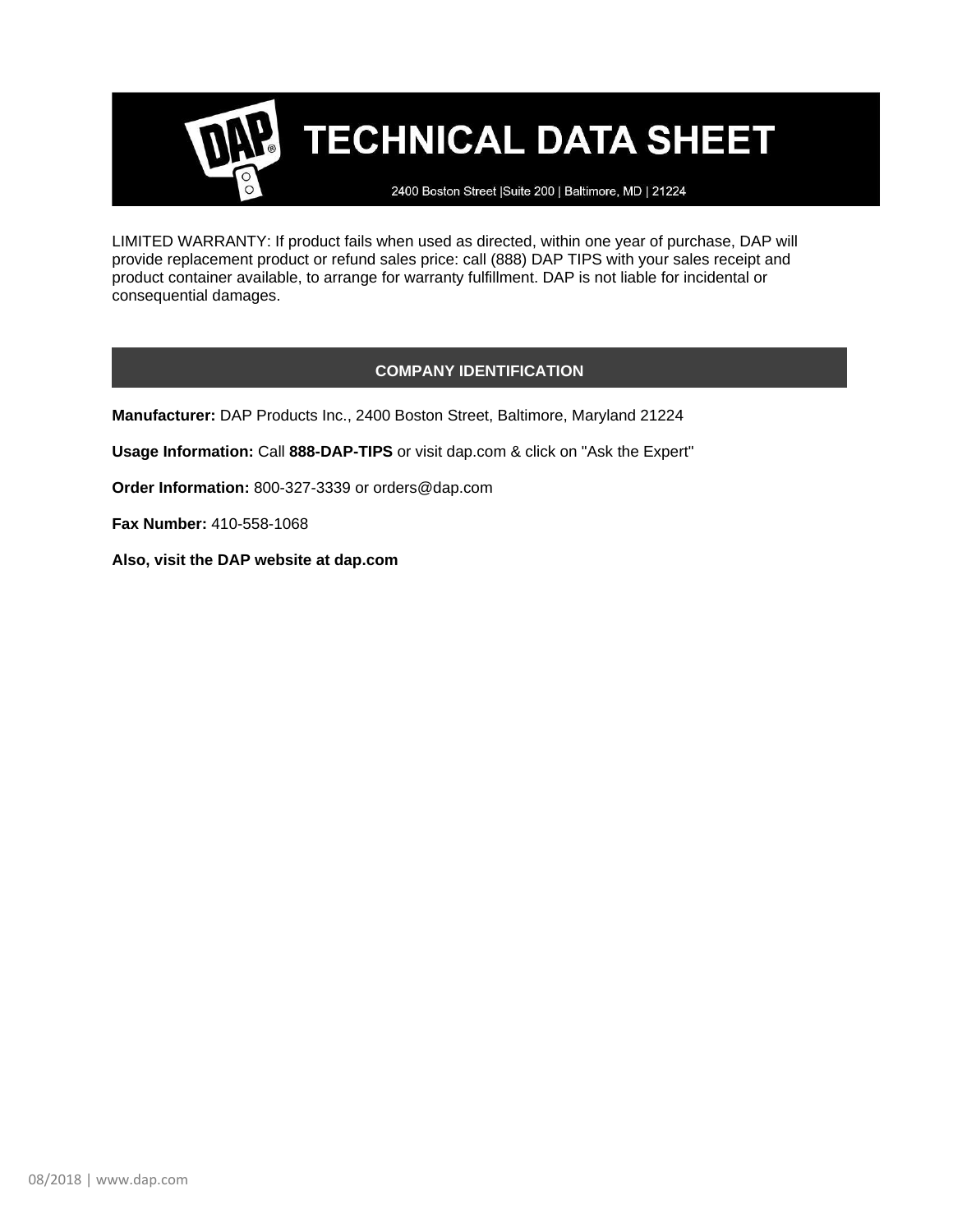# TECHNICAL DATA SHEET

2400 Boston Street |Suite 200 | Baltimore, MD | 21224

LIMITED WARRANTY: If product fails when used as directed, within one year of purchase, DAP will provide replacement product or refund sales price: call (888) DAP TIPS with your sales receipt and product container available, to arrange for warranty fulfillment. DAP is not liable for incidental or consequential damages.

## COMPANY IDENTIFICATION

**Manufacturer:** DAP Products Inc., 2400 Boston Street, Baltimore, Maryland 21224

**Usage Information:** Call **888-DAP-TIPS** or visit dap.com & click on "Ask the Expert"

**Order Information:** 800-327-3339 or orders@dap.com

**Fax Number:** 410-558-1068

**Also, visit the DAP website at dap.com**